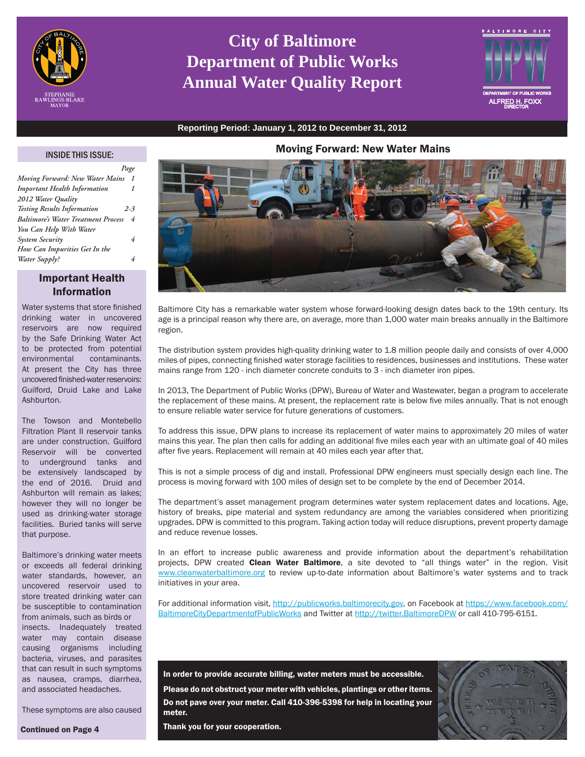# City of Baltimore Department of Public Works Annual Water Quality Report

STEPHANIE RAWLINGS-BLAKE
MAYOR

BALTIMORE CITY DPW
DEPARTMENT OF PUBLIC WORKS
ALFRED H. FOXX
DIRECTOR

**Reporting Period: January 1, 2012 to December 31, 2012**

## INSIDE THIS ISSUE:

| | Page |
|---|---|
| *Moving Forward: New Water Mains* | *1* |
| *Important Health Information* | *1* |
| *2012 Water Quality Testing Results Information* | *2-3* |
| *Baltimore's Water Treatment Process* | *4* |
| *You Can Help With Water System Security* | *4* |
| *How Can Impurities Get In the Water Supply?* | *4* |

## Important Health Information

Water systems that store finished drinking water in uncovered reservoirs are now required by the Safe Drinking Water Act to be protected from potential environmental contaminants. At present the City has three uncovered finished-water reservoirs: Guilford, Druid Lake and Lake Ashburton.

The Towson and Montebello Filtration Plant II reservoir tanks are under construction. Guilford Reservoir will be converted to underground tanks and be extensively landscaped by the end of 2016. Druid and Ashburton will remain as lakes; however they will no longer be used as drinking-water storage facilities. Buried tanks will serve that purpose.

Baltimore's drinking water meets or exceeds all federal drinking water standards, however, an uncovered reservoir used to store treated drinking water can be susceptible to contamination from animals, such as birds or insects. Inadequately treated water may contain disease causing organisms including bacteria, viruses, and parasites that can result in such symptoms as nausea, cramps, diarrhea, and associated headaches.

These symptoms are also caused

**Continued on Page 4**

## Moving Forward: New Water Mains

Baltimore City has a remarkable water system whose forward-looking design dates back to the 19th century. Its age is a principal reason why there are, on average, more than 1,000 water main breaks annually in the Baltimore region.

The distribution system provides high-quality drinking water to 1.8 million people daily and consists of over 4,000 miles of pipes, connecting finished water storage facilities to residences, businesses and institutions. These water mains range from 120 - inch diameter concrete conduits to 3 - inch diameter iron pipes.

In 2013, The Department of Public Works (DPW), Bureau of Water and Wastewater, began a program to accelerate the replacement of these mains. At present, the replacement rate is below five miles annually. That is not enough to ensure reliable water service for future generations of customers.

To address this issue, DPW plans to increase its replacement of water mains to approximately 20 miles of water mains this year. The plan then calls for adding an additional five miles each year with an ultimate goal of 40 miles after five years. Replacement will remain at 40 miles each year after that.

This is not a simple process of dig and install. Professional DPW engineers must specially design each line. The process is moving forward with 100 miles of design set to be complete by the end of December 2014.

The department's asset management program determines water system replacement dates and locations. Age, history of breaks, pipe material and system redundancy are among the variables considered when prioritizing upgrades. DPW is committed to this program. Taking action today will reduce disruptions, prevent property damage and reduce revenue losses.

In an effort to increase public awareness and provide information about the department's rehabilitation projects, DPW created **Clean Water Baltimore**, a site devoted to "all things water" in the region. Visit www.cleanwaterbaltimore.org to review up-to-date information about Baltimore's water systems and to track initiatives in your area.

For additional information visit, http://publicworks.baltimorecity.gov, on Facebook at https://www.facebook.com/BaltimoreCityDepartmentofPublicWorks and Twitter at http://twitter.BaltimoreDPW or call 410-795-6151.

**In order to provide accurate billing, water meters must be accessible.**

**Please do not obstruct your meter with vehicles, plantings or other items.**

**Do not pave over your meter. Call 410-396-5398 for help in locating your meter.**

**Thank you for your cooperation.**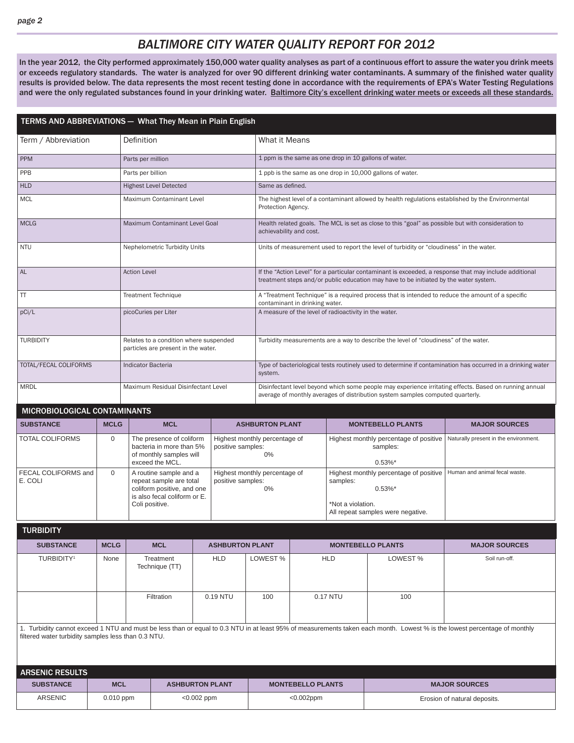# BALTIMORE CITY WATER QUALITY REPORT FOR 2012

**In the year 2012, the City performed approximately 150,000 water quality analyses as part of a continuous effort to assure the water you drink meets or exceeds regulatory standards. The water is analyzed for over 90 different drinking water contaminants. A summary of the finished water quality results is provided below. The data represents the most recent testing done in accordance with the requirements of EPA's Water Testing Regulations and were the only regulated substances found in your drinking water. Baltimore City's excellent drinking water meets or exceeds all these standards.**

## TERMS AND ABBREVIATIONS — What They Mean in Plain English

| Term / Abbreviation | Definition | What it Means |
|---|---|---|
| PPM | Parts per million | 1 ppm is the same as one drop in 10 gallons of water. |
| PPB | Parts per billion | 1 ppb is the same as one drop in 10,000 gallons of water. |
| HLD | Highest Level Detected | Same as defined. |
| MCL | Maximum Contaminant Level | The highest level of a contaminant allowed by health regulations established by the Environmental Protection Agency. |
| MCLG | Maximum Contaminant Level Goal | Health related goals. The MCL is set as close to this "goal" as possible but with consideration to achievability and cost. |
| NTU | Nephelometric Turbidity Units | Units of measurement used to report the level of turbidity or "cloudiness" in the water. |
| AL | Action Level | If the "Action Level" for a particular contaminant is exceeded, a response that may include additional treatment steps and/or public education may have to be initiated by the water system. |
| TT | Treatment Technique | A "Treatment Technique" is a required process that is intended to reduce the amount of a specific contaminant in drinking water. |
| pCi/L | picoCuries per Liter | A measure of the level of radioactivity in the water. |
| TURBIDITY | Relates to a condition where suspended particles are present in the water. | Turbidity measurements are a way to describe the level of "cloudiness" of the water. |
| TOTAL/FECAL COLIFORMS | Indicator Bacteria | Type of bacteriological tests routinely used to determine if contamination has occurred in a drinking water system. |
| MRDL | Maximum Residual Disinfectant Level | Disinfectant level beyond which some people may experience irritating effects. Based on running annual average of monthly averages of distribution system samples computed quarterly. |

## MICROBIOLOGICAL CONTAMINANTS

| SUBSTANCE | MCLG | MCL | ASHBURTON PLANT | MONTEBELLO PLANTS | MAJOR SOURCES |
|---|---|---|---|---|---|
| TOTAL COLIFORMS | 0 | The presence of coliform bacteria in more than 5% of monthly samples will exceed the MCL. | Highest monthly percentage of positive samples: 0% | Highest monthly percentage of positive samples: 0.53%* | Naturally present in the environment. |
| FECAL COLIFORMS and E. COLI | 0 | A routine sample and a repeat sample are total coliform positive, and one is also fecal coliform or E. Coli positive. | Highest monthly percentage of positive samples: 0% | Highest monthly percentage of positive samples: 0.53%*<br><br>*Not a violation.<br>All repeat samples were negative. | Human and animal fecal waste. |

## TURBIDITY

| SUBSTANCE | MCLG | MCL | ASHBURTON PLANT | | MONTEBELLO PLANTS | | MAJOR SOURCES |
|---|---|---|---|---|---|---|---|
| TURBIDITY[1] | None | Treatment Technique (TT) | HLD | LOWEST % | HLD | LOWEST % | Soil run-off. |
| | | Filtration | 0.19 NTU | 100 | 0.17 NTU | 100 | |

1. Turbidity cannot exceed 1 NTU and must be less than or equal to 0.3 NTU in at least 95% of measurements taken each month. Lowest % is the lowest percentage of monthly filtered water turbidity samples less than 0.3 NTU.

## ARSENIC RESULTS

| SUBSTANCE | MCL | ASHBURTON PLANT | MONTEBELLO PLANTS | MAJOR SOURCES |
|---|---|---|---|---|
| ARSENIC | 0.010 ppm | <0.002 ppm | <0.002ppm | Erosion of natural deposits. |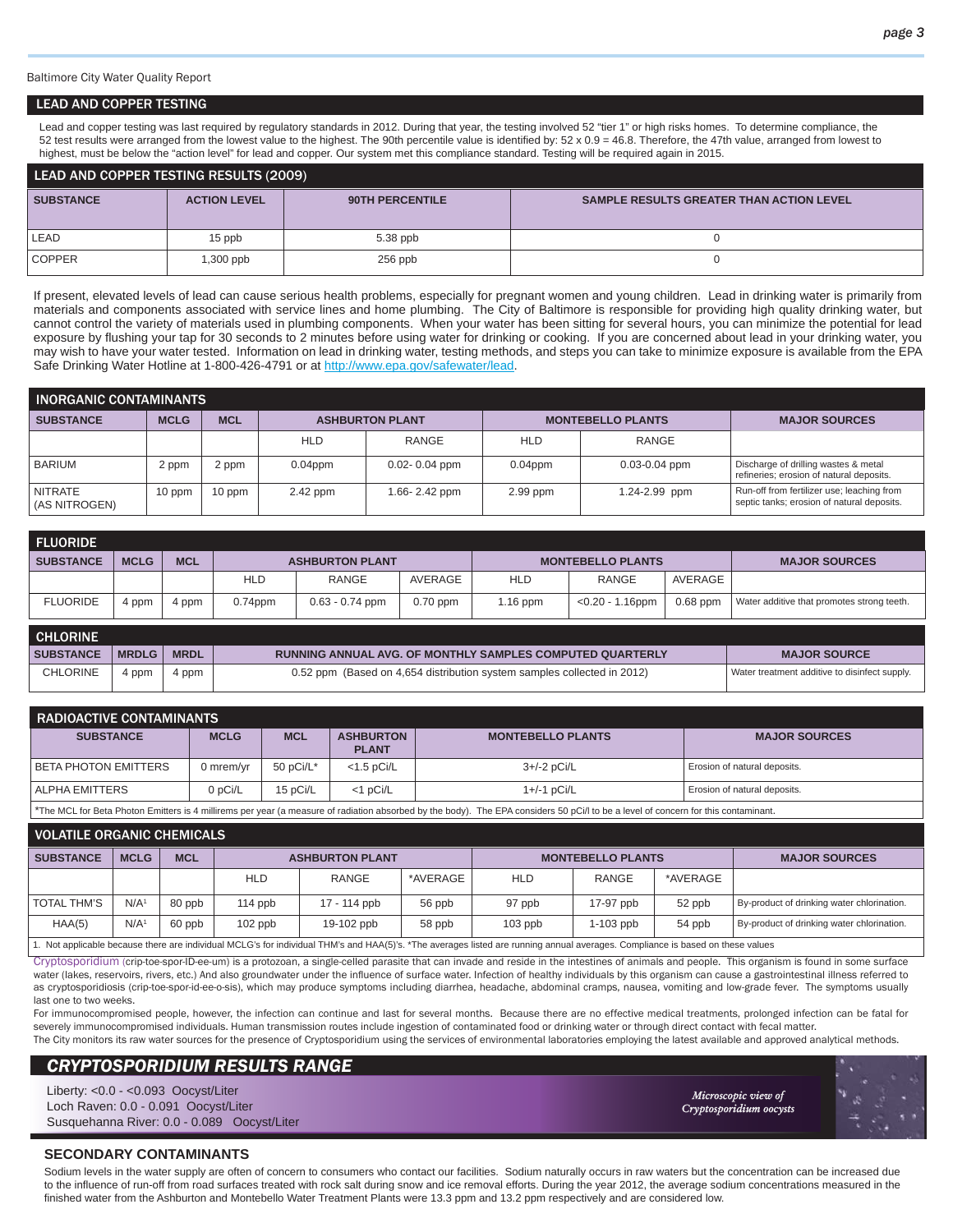Baltimore City Water Quality Report

## LEAD AND COPPER TESTING

Lead and copper testing was last required by regulatory standards in 2012. During that year, the testing involved 52 "tier 1" or high risks homes. To determine compliance, the 52 test results were arranged from the lowest value to the highest. The 90th percentile value is identified by: 52 x 0.9 = 46.8. Therefore, the 47th value, arranged from lowest to highest, must be below the "action level" for lead and copper. Our system met this compliance standard. Testing will be required again in 2015.

### LEAD AND COPPER TESTING RESULTS (2009)

| SUBSTANCE | ACTION LEVEL | 90TH PERCENTILE | SAMPLE RESULTS GREATER THAN ACTION LEVEL |
|---|---|---|---|
| LEAD | 15 ppb | 5.38 ppb | 0 |
| COPPER | 1,300 ppb | 256 ppb | 0 |

If present, elevated levels of lead can cause serious health problems, especially for pregnant women and young children. Lead in drinking water is primarily from materials and components associated with service lines and home plumbing. The City of Baltimore is responsible for providing high quality drinking water, but cannot control the variety of materials used in plumbing components. When your water has been sitting for several hours, you can minimize the potential for lead exposure by flushing your tap for 30 seconds to 2 minutes before using water for drinking or cooking. If you are concerned about lead in your drinking water, you may wish to have your water tested. Information on lead in drinking water, testing methods, and steps you can take to minimize exposure is available from the EPA Safe Drinking Water Hotline at 1-800-426-4791 or at http://www.epa.gov/safewater/lead.

### INORGANIC CONTAMINANTS

| SUBSTANCE | MCLG | MCL | ASHBURTON PLANT | | MONTEBELLO PLANTS | | MAJOR SOURCES |
|---|---|---|---|---|---|---|---|
| | | | HLD | RANGE | HLD | RANGE | |
| BARIUM | 2 ppm | 2 ppm | 0.04ppm | 0.02- 0.04 ppm | 0.04ppm | 0.03-0.04 ppm | Discharge of drilling wastes & metal refineries; erosion of natural deposits. |
| NITRATE (AS NITROGEN) | 10 ppm | 10 ppm | 2.42 ppm | 1.66- 2.42 ppm | 2.99 ppm | 1.24-2.99 ppm | Run-off from fertilizer use; leaching from septic tanks; erosion of natural deposits. |

### FLUORIDE

| SUBSTANCE | MCLG | MCL | ASHBURTON PLANT | | | MONTEBELLO PLANTS | | | MAJOR SOURCES |
|---|---|---|---|---|---|---|---|---|---|
| | | | HLD | RANGE | AVERAGE | HLD | RANGE | AVERAGE | |
| FLUORIDE | 4 ppm | 4 ppm | 0.74ppm | 0.63 - 0.74 ppm | 0.70 ppm | 1.16 ppm | <0.20 - 1.16ppm | 0.68 ppm | Water additive that promotes strong teeth. |

### CHLORINE

| SUBSTANCE | MRDLG | MRDL | RUNNING ANNUAL AVG. OF MONTHLY SAMPLES COMPUTED QUARTERLY | MAJOR SOURCE |
|---|---|---|---|---|
| CHLORINE | 4 ppm | 4 ppm | 0.52 ppm (Based on 4,654 distribution system samples collected in 2012) | Water treatment additive to disinfect supply. |

### RADIOACTIVE CONTAMINANTS

| SUBSTANCE | MCLG | MCL | ASHBURTON PLANT | MONTEBELLO PLANTS | MAJOR SOURCES |
|---|---|---|---|---|---|
| BETA PHOTON EMITTERS | 0 mrem/yr | 50 pCi/L* | <1.5 pCi/L | 3+/-2 pCi/L | Erosion of natural deposits. |
| ALPHA EMITTERS | 0 pCi/L | 15 pCi/L | <1 pCi/L | 1+/-1 pCi/L | Erosion of natural deposits. |

*The MCL for Beta Photon Emitters is 4 millirems per year (a measure of radiation absorbed by the body). The EPA considers 50 pCi/l to be a level of concern for this contaminant.

### VOLATILE ORGANIC CHEMICALS

| SUBSTANCE | MCLG | MCL | ASHBURTON PLANT | | | MONTEBELLO PLANTS | | | MAJOR SOURCES |
|---|---|---|---|---|---|---|---|---|---|
| | | | HLD | RANGE | *AVERAGE | HLD | RANGE | *AVERAGE | |
| TOTAL THM'S | N/A[1] | 80 ppb | 114 ppb | 17 - 114 ppb | 56 ppb | 97 ppb | 17-97 ppb | 52 ppb | By-product of drinking water chlorination. |
| HAA(5) | N/A[1] | 60 ppb | 102 ppb | 19-102 ppb | 58 ppb | 103 ppb | 1-103 ppb | 54 ppb | By-product of drinking water chlorination. |

1. Not applicable because there are individual MCLG's for individual THM's and HAA(5)'s. *The averages listed are running annual averages. Compliance is based on these values

Cryptosporidium (crip-toe-spor-ID-ee-um) is a protozoan, a single-celled parasite that can invade and reside in the intestines of animals and people. This organism is found in some surface water (lakes, reservoirs, rivers, etc.) And also groundwater under the influence of surface water. Infection of healthy individuals by this organism can cause a gastrointestinal illness referred to as cryptosporidiosis (crip-toe-spor-id-ee-o-sis), which may produce symptoms including diarrhea, headache, abdominal cramps, nausea, vomiting and low-grade fever. The symptoms usually last one to two weeks.

For immunocompromised people, however, the infection can continue and last for several months. Because there are no effective medical treatments, prolonged infection can be fatal for severely immunocompromised individuals. Human transmission routes include ingestion of contaminated food or drinking water or through direct contact with fecal matter.

The City monitors its raw water sources for the presence of Cryptosporidium using the services of environmental laboratories employing the latest available and approved analytical methods.

### *CRYPTOSPORIDIUM RESULTS RANGE*

Liberty: <0.0 - <0.093 Oocyst/Liter
Loch Raven: 0.0 - 0.091 Oocyst/Liter
Susquehanna River: 0.0 - 0.089 Oocyst/Liter

*Microscopic view of Cryptosporidium oocysts*

### SECONDARY CONTAMINANTS

Sodium levels in the water supply are often of concern to consumers who contact our facilities. Sodium naturally occurs in raw waters but the concentration can be increased due to the influence of run-off from road surfaces treated with rock salt during snow and ice removal efforts. During the year 2012, the average sodium concentrations measured in the finished water from the Ashburton and Montebello Water Treatment Plants were 13.3 ppm and 13.2 ppm respectively and are considered low.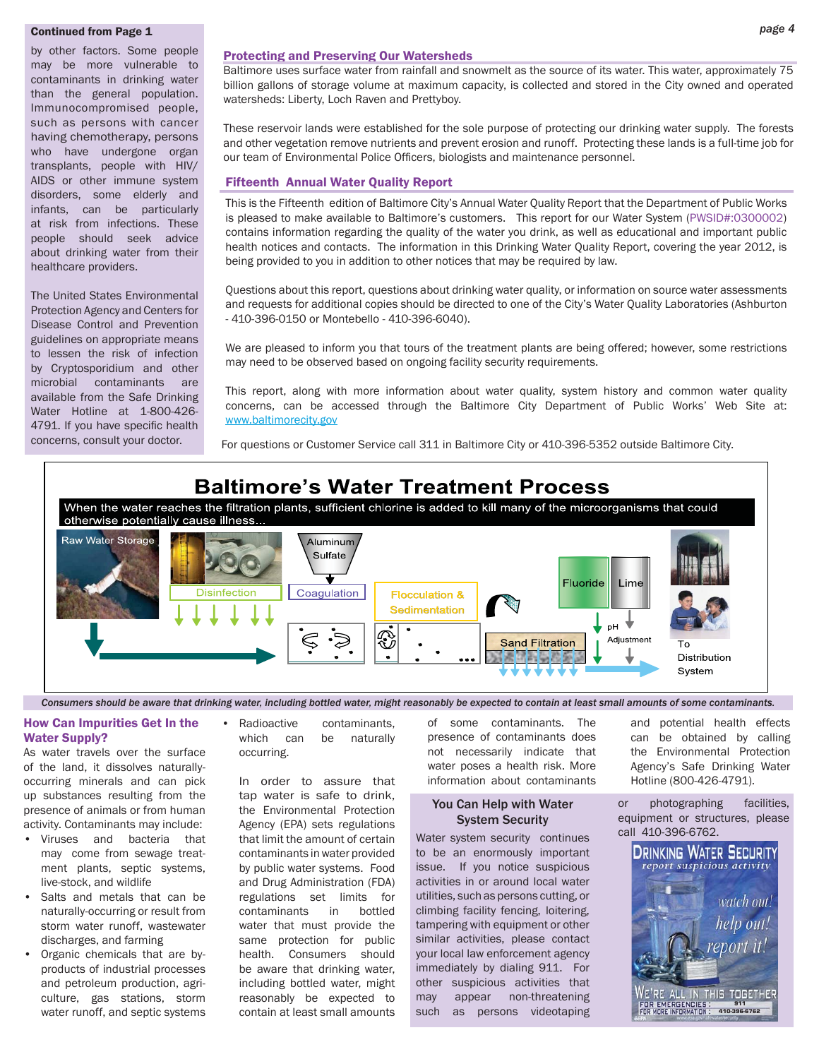**Continued from Page 1**

by other factors. Some people may be more vulnerable to contaminants in drinking water than the general population. Immunocompromised people, such as persons with cancer having chemotherapy, persons who have undergone organ transplants, people with HIV/ AIDS or other immune system disorders, some elderly and infants, can be particularly at risk from infections. These people should seek advice about drinking water from their healthcare providers.

The United States Environmental Protection Agency and Centers for Disease Control and Prevention guidelines on appropriate means to lessen the risk of infection by Cryptosporidium and other microbial contaminants are available from the Safe Drinking Water Hotline at 1-800-426-4791. If you have specific health concerns, consult your doctor.

## Protecting and Preserving Our Watersheds

Baltimore uses surface water from rainfall and snowmelt as the source of its water. This water, approximately 75 billion gallons of storage volume at maximum capacity, is collected and stored in the City owned and operated watersheds: Liberty, Loch Raven and Prettyboy.

These reservoir lands were established for the sole purpose of protecting our drinking water supply. The forests and other vegetation remove nutrients and prevent erosion and runoff. Protecting these lands is a full-time job for our team of Environmental Police Officers, biologists and maintenance personnel.

## Fifteenth Annual Water Quality Report

This is the Fifteenth edition of Baltimore City's Annual Water Quality Report that the Department of Public Works is pleased to make available to Baltimore's customers. This report for our Water System (PWSID#:0300002) contains information regarding the quality of the water you drink, as well as educational and important public health notices and contacts. The information in this Drinking Water Quality Report, covering the year 2012, is being provided to you in addition to other notices that may be required by law.

Questions about this report, questions about drinking water quality, or information on source water assessments and requests for additional copies should be directed to one of the City's Water Quality Laboratories (Ashburton - 410-396-0150 or Montebello - 410-396-6040).

We are pleased to inform you that tours of the treatment plants are being offered; however, some restrictions may need to be observed based on ongoing facility security requirements.

This report, along with more information about water quality, system history and common water quality concerns, can be accessed through the Baltimore City Department of Public Works' Web Site at: www.baltimorecity.gov

For questions or Customer Service call 311 in Baltimore City or 410-396-5352 outside Baltimore City.

## Baltimore's Water Treatment Process

When the water reaches the filtration plants, sufficient chlorine is added to kill many of the microorganisms that could otherwise potentially cause illness...

Raw Water Storage
Disinfection
Aluminum Sulfate
Coagulation
Flocculation & Sedimentation
Sand Filtration
Fluoride
Lime
pH Adjustment
To Distribution System

*Consumers should be aware that drinking water, including bottled water, might reasonably be expected to contain at least small amounts of some contaminants.*

## How Can Impurities Get In the Water Supply?

As water travels over the surface of the land, it dissolves naturally-occurring minerals and can pick up substances resulting from the presence of animals or from human activity. Contaminants may include:

- Viruses and bacteria that may come from sewage treatment plants, septic systems, live-stock, and wildlife
- Salts and metals that can be naturally-occurring or result from storm water runoff, wastewater discharges, and farming
- Organic chemicals that are by-products of industrial processes and petroleum production, agriculture, gas stations, storm water runoff, and septic systems
- Radioactive contaminants, which can be naturally occurring.

In order to assure that tap water is safe to drink, the Environmental Protection Agency (EPA) sets regulations that limit the amount of certain contaminants in water provided by public water systems. Food and Drug Administration (FDA) regulations set limits for contaminants in bottled water that must provide the same protection for public health. Consumers should be aware that drinking water, including bottled water, might reasonably be expected to contain at least small amounts of some contaminants. The presence of contaminants does not necessarily indicate that water poses a health risk. More information about contaminants and potential health effects can be obtained by calling the Environmental Protection Agency's Safe Drinking Water Hotline (800-426-4791).

## You Can Help with Water System Security

Water system security continues to be an enormously important issue. If you notice suspicious activities in or around local water utilities, such as persons cutting, or climbing facility fencing, loitering, tampering with equipment or other similar activities, please contact your local law enforcement agency immediately by dialing 911. For other suspicious activities that may appear non-threatening such as persons videotaping or photographing facilities, equipment or structures, please call 410-396-6762.

DRINKING WATER SECURITY
report suspicious activity
watch out!
help out!
report it!
WE'RE ALL IN THIS TOGETHER
FOR EMERGENCIES: 911
FOR MORE INFORMATION: 410-396-6762